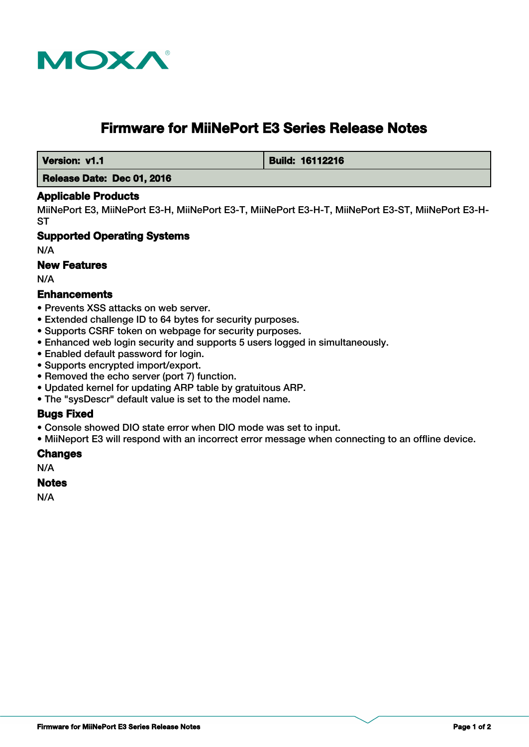MOXA

# Firmware for MiiNePort E3 Series Release Notes

| Version: v1.1 | Build: 16112216 |
| --- | --- |
| Release Date: Dec 01, 2016 | |

## Applicable Products

MiiNePort E3, MiiNePort E3-H, MiiNePort E3-T, MiiNePort E3-H-T, MiiNePort E3-ST, MiiNePort E3-H-ST

## Supported Operating Systems

N/A

## New Features

N/A

## Enhancements

- Prevents XSS attacks on web server.
- Extended challenge ID to 64 bytes for security purposes.
- Supports CSRF token on webpage for security purposes.
- Enhanced web login security and supports 5 users logged in simultaneously.
- Enabled default password for login.
- Supports encrypted import/export.
- Removed the echo server (port 7) function.
- Updated kernel for updating ARP table by gratuitous ARP.
- The "sysDescr" default value is set to the model name.

## Bugs Fixed

- Console showed DIO state error when DIO mode was set to input.
- MiiNeport E3 will respond with an incorrect error message when connecting to an offline device.

## Changes

N/A

## Notes

N/A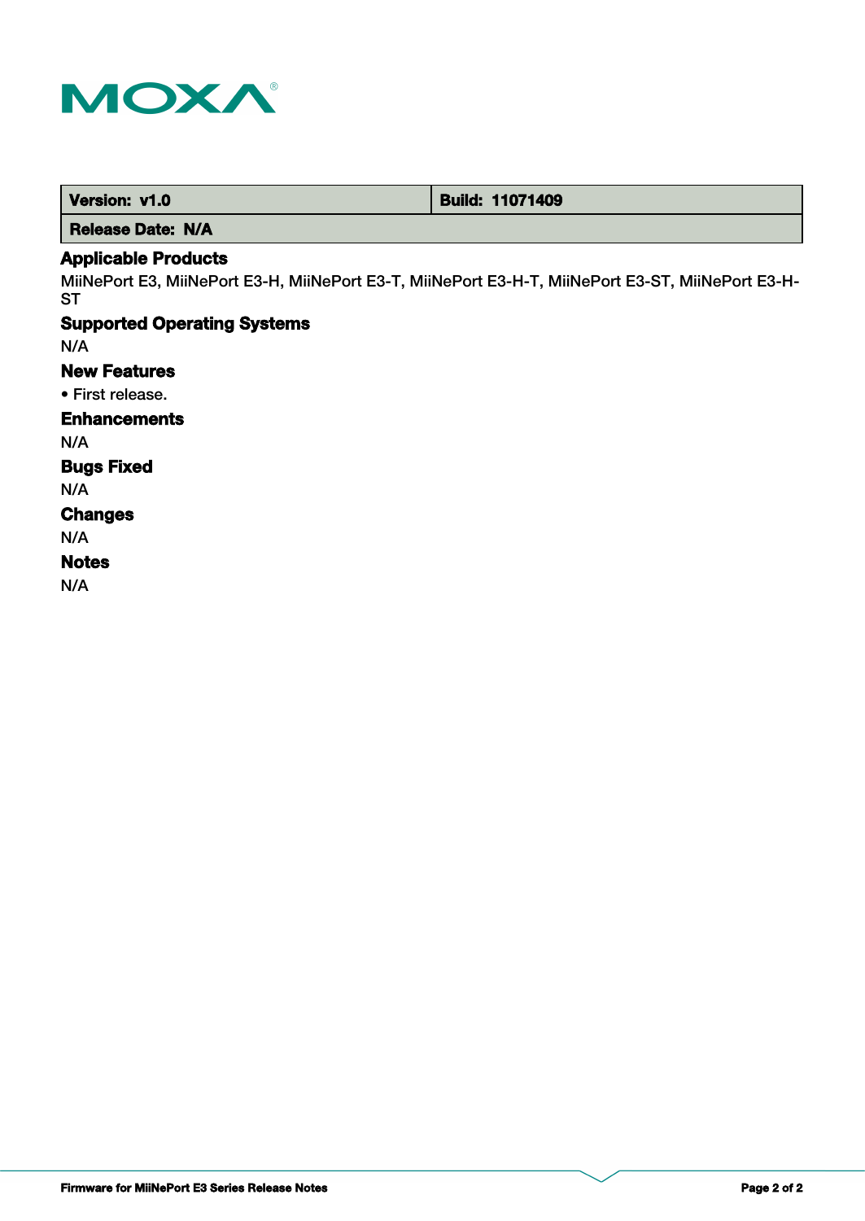| Version: v1.0 | Build: 11071409 |
| --- | --- |
| Release Date: N/A | |

### Applicable Products

MiiNePort E3, MiiNePort E3-H, MiiNePort E3-T, MiiNePort E3-H-T, MiiNePort E3-ST, MiiNePort E3-H-ST

### Supported Operating Systems

N/A

### New Features

- First release.

### Enhancements

N/A

### Bugs Fixed

N/A

### Changes

N/A

### Notes

N/A